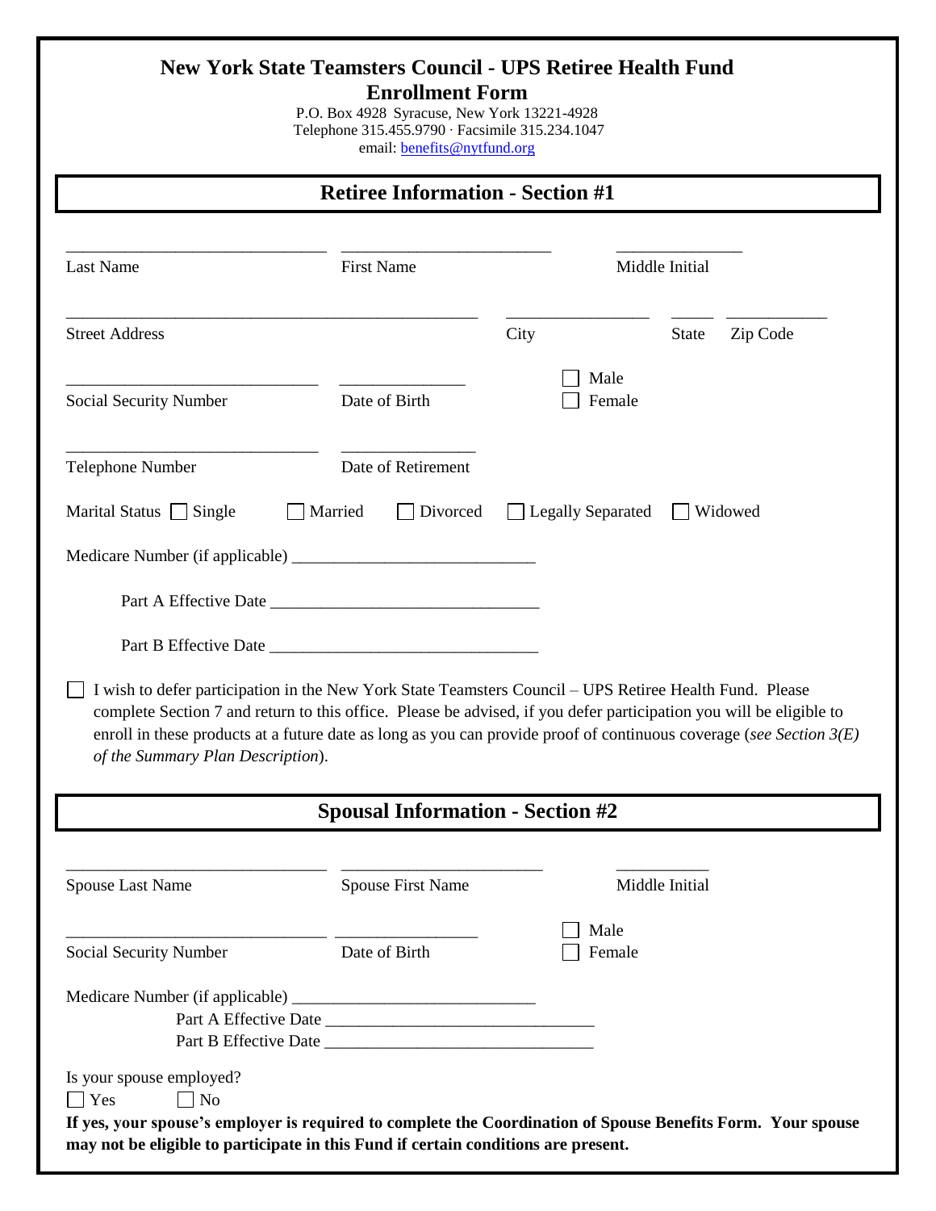# New York State Teamsters Council - UPS Retiree Health Fund
## Enrollment Form

P.O. Box 4928 Syracuse, New York 13221-4928
Telephone 315.455.9790 · Facsimile 315.234.1047
email: benefits@nytfund.org

## Retiree Information - Section #1

_______________________________ _________________________ _______________
Last Name First Name Middle Initial

_________________________________________________ _________________ _____ ____________
Street Address City State Zip Code

______________________________ _______________ ☐ Male
Social Security Number Date of Birth ☐ Female

______________________________ ________________
Telephone Number Date of Retirement

Marital Status ☐ Single ☐ Married ☐ Divorced ☐ Legally Separated ☐ Widowed

Medicare Number (if applicable) _____________________________

Part A Effective Date ________________________________

Part B Effective Date ________________________________

☐ I wish to defer participation in the New York State Teamsters Council – UPS Retiree Health Fund. Please complete Section 7 and return to this office. Please be advised, if you defer participation you will be eligible to enroll in these products at a future date as long as you can provide proof of continuous coverage (*see Section 3(E) of the Summary Plan Description*).

## Spousal Information - Section #2

_______________________________ ________________________ ___________
Spouse Last Name Spouse First Name Middle Initial

_______________________________ ________________ ☐ Male
Social Security Number Date of Birth ☐ Female

Medicare Number (if applicable) _____________________________
Part A Effective Date ________________________________
Part B Effective Date ________________________________

Is your spouse employed?
☐ Yes ☐ No

**If yes, your spouse's employer is required to complete the Coordination of Spouse Benefits Form. Your spouse may not be eligible to participate in this Fund if certain conditions are present.**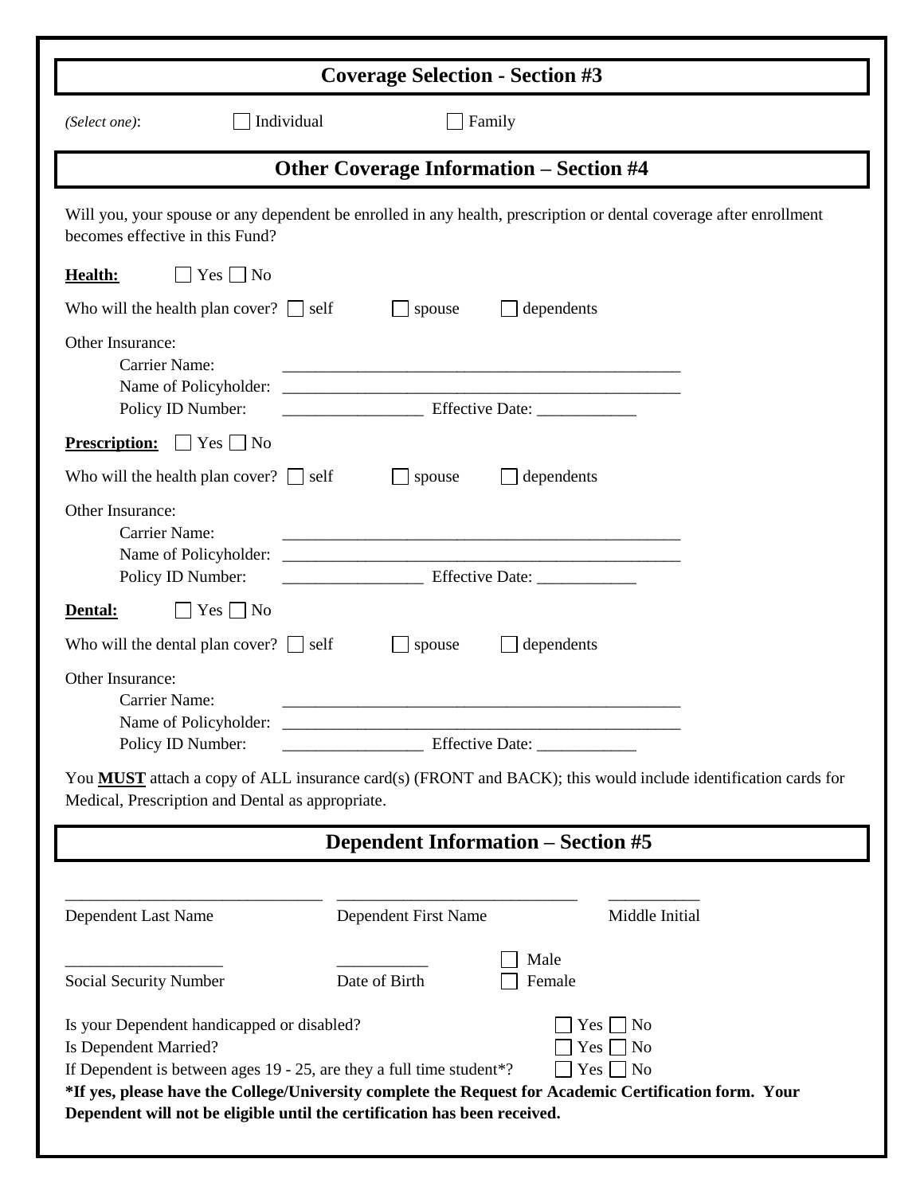## Coverage Selection - Section #3

*(Select one)*: ☐ Individual ☐ Family

## Other Coverage Information – Section #4

Will you, your spouse or any dependent be enrolled in any health, prescription or dental coverage after enrollment becomes effective in this Fund?

**Health:** ☐ Yes ☐ No

Who will the health plan cover? ☐ self ☐ spouse ☐ dependents

Other Insurance:

Carrier Name: ________________________________________________

Name of Policyholder: ________________________________________________

Policy ID Number: _________________ Effective Date: ____________

**Prescription:** ☐ Yes ☐ No

Who will the health plan cover? ☐ self ☐ spouse ☐ dependents

Other Insurance:

Carrier Name: ________________________________________________

Name of Policyholder: ________________________________________________

Policy ID Number: _________________ Effective Date: ____________

**Dental:** ☐ Yes ☐ No

Who will the dental plan cover? ☐ self ☐ spouse ☐ dependents

Other Insurance:

Carrier Name: ________________________________________________

Name of Policyholder: ________________________________________________

Policy ID Number: _________________ Effective Date: ____________

You **MUST** attach a copy of ALL insurance card(s) (FRONT and BACK); this would include identification cards for Medical, Prescription and Dental as appropriate.

## Dependent Information – Section #5

______________________________ ____________________________ ___________

Dependent Last Name Dependent First Name Middle Initial

___________________ ___________ ☐ Male

Social Security Number Date of Birth ☐ Female

Is your Dependent handicapped or disabled? ☐ Yes ☐ No

Is Dependent Married? ☐ Yes ☐ No

If Dependent is between ages 19 - 25, are they a full time student*? ☐ Yes ☐ No

**\*If yes, please have the College/University complete the Request for Academic Certification form. Your Dependent will not be eligible until the certification has been received.**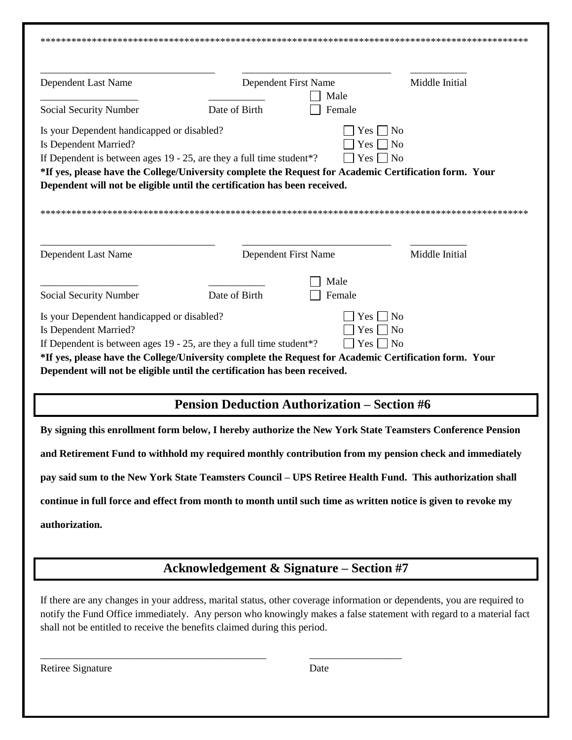\*\*\*\*\*\*\*\*\*\*\*\*\*\*\*\*\*\*\*\*\*\*\*\*\*\*\*\*\*\*\*\*\*\*\*\*\*\*\*\*\*\*\*\*\*\*\*\*\*\*\*\*\*\*\*\*\*\*\*\*\*\*\*\*\*\*\*\*\*\*\*\*\*\*\*\*\*\*\*\*\*\*\*\*\*\*\*\*\*\*\*\*\*\*

\_\_\_\_\_\_\_\_\_\_\_\_\_\_\_\_\_\_\_\_\_\_\_\_\_\_\_\_\_\_\_\_ \_\_\_\_\_\_\_\_\_\_\_\_\_\_\_\_\_\_\_\_\_\_\_\_\_\_\_\_ \_\_\_\_\_\_\_\_\_\_\_

Dependent Last Name    Dependent First Name    Middle Initial

\_\_\_\_\_\_\_\_\_\_\_\_\_\_\_\_\_\_\_ \_\_\_\_\_\_\_\_\_\_\_ ☐ Male

Social Security Number    Date of Birth    ☐ Female

Is your Dependent handicapped or disabled? ☐ Yes ☐ No

Is Dependent Married? ☐ Yes ☐ No

If Dependent is between ages 19 - 25, are they a full time student\*? ☐ Yes ☐ No

**\*If yes, please have the College/University complete the Request for Academic Certification form. Your Dependent will not be eligible until the certification has been received.**

\*\*\*\*\*\*\*\*\*\*\*\*\*\*\*\*\*\*\*\*\*\*\*\*\*\*\*\*\*\*\*\*\*\*\*\*\*\*\*\*\*\*\*\*\*\*\*\*\*\*\*\*\*\*\*\*\*\*\*\*\*\*\*\*\*\*\*\*\*\*\*\*\*\*\*\*\*\*\*\*\*\*\*\*\*\*\*\*\*\*\*\*\*\*

\_\_\_\_\_\_\_\_\_\_\_\_\_\_\_\_\_\_\_\_\_\_\_\_\_\_\_\_\_\_\_\_ \_\_\_\_\_\_\_\_\_\_\_\_\_\_\_\_\_\_\_\_\_\_\_\_\_\_\_\_ \_\_\_\_\_\_\_\_\_\_\_

Dependent Last Name    Dependent First Name    Middle Initial

\_\_\_\_\_\_\_\_\_\_\_\_\_\_\_\_\_\_\_ \_\_\_\_\_\_\_\_\_\_\_ ☐ Male

Social Security Number    Date of Birth    ☐ Female

Is your Dependent handicapped or disabled? ☐ Yes ☐ No

Is Dependent Married? ☐ Yes ☐ No

If Dependent is between ages 19 - 25, are they a full time student\*? ☐ Yes ☐ No

**\*If yes, please have the College/University complete the Request for Academic Certification form. Your Dependent will not be eligible until the certification has been received.**

## Pension Deduction Authorization – Section #6

**By signing this enrollment form below, I hereby authorize the New York State Teamsters Conference Pension and Retirement Fund to withhold my required monthly contribution from my pension check and immediately pay said sum to the New York State Teamsters Council – UPS Retiree Health Fund. This authorization shall continue in full force and effect from month to month until such time as written notice is given to revoke my authorization.**

## Acknowledgement & Signature – Section #7

If there are any changes in your address, marital status, other coverage information or dependents, you are required to notify the Fund Office immediately. Any person who knowingly makes a false statement with regard to a material fact shall not be entitled to receive the benefits claimed during this period.

\_\_\_\_\_\_\_\_\_\_\_\_\_\_\_\_\_\_\_\_\_\_\_\_\_\_\_\_\_\_\_\_\_\_\_\_\_\_\_\_\_\_\_\_ \_\_\_\_\_\_\_\_\_\_\_\_\_\_\_\_\_\_

Retiree Signature    Date